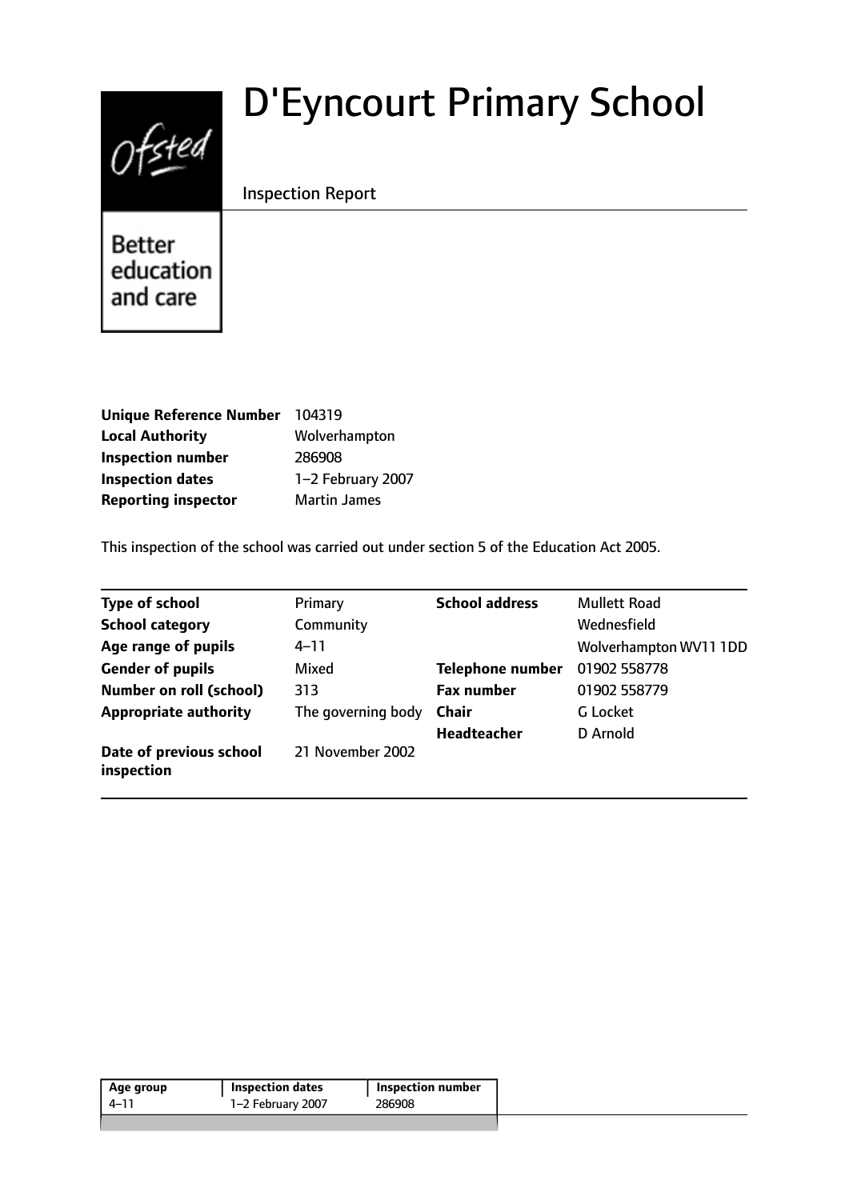# D'Eyncourt Primary School

Inspection Report

Better education and care

| | |
|---|---|
| **Unique Reference Number** | 104319 |
| **Local Authority** | Wolverhampton |
| **Inspection number** | 286908 |
| **Inspection dates** | 1–2 February 2007 |
| **Reporting inspector** | Martin James |

This inspection of the school was carried out under section 5 of the Education Act 2005.

| | | | |
|---|---|---|---|
| **Type of school** | Primary | **School address** | Mullett Road |
| **School category** | Community | | Wednesfield |
| **Age range of pupils** | 4–11 | | Wolverhampton WV11 1DD |
| **Gender of pupils** | Mixed | **Telephone number** | 01902 558778 |
| **Number on roll (school)** | 313 | **Fax number** | 01902 558779 |
| **Appropriate authority** | The governing body | **Chair** | G Locket |
| | | **Headteacher** | D Arnold |
| **Date of previous school inspection** | 21 November 2002 | | |

| Age group | Inspection dates | Inspection number |
|---|---|---|
| 4–11 | 1–2 February 2007 | 286908 |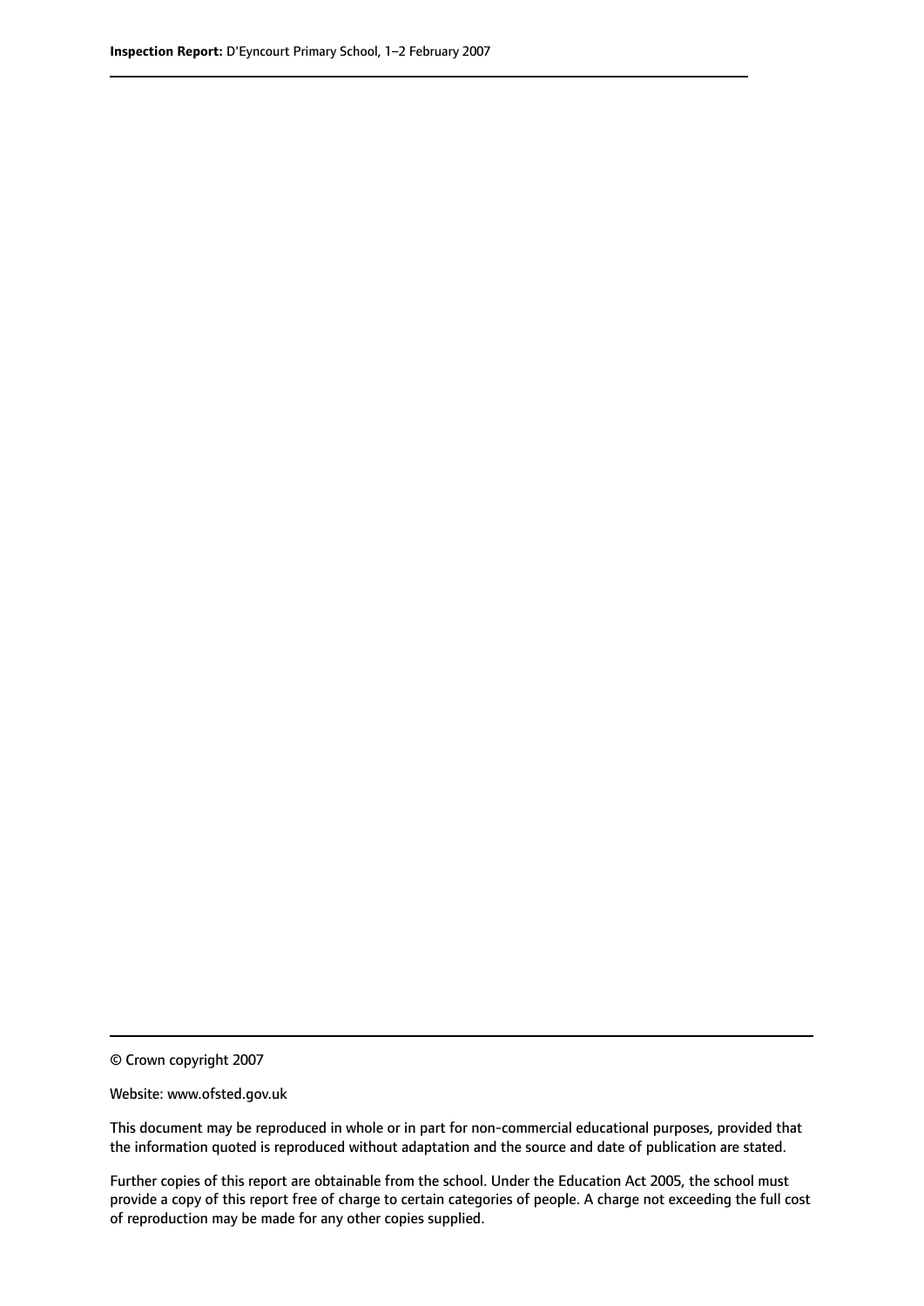© Crown copyright 2007

Website: www.ofsted.gov.uk

This document may be reproduced in whole or in part for non-commercial educational purposes, provided that the information quoted is reproduced without adaptation and the source and date of publication are stated.

Further copies of this report are obtainable from the school. Under the Education Act 2005, the school must provide a copy of this report free of charge to certain categories of people. A charge not exceeding the full cost of reproduction may be made for any other copies supplied.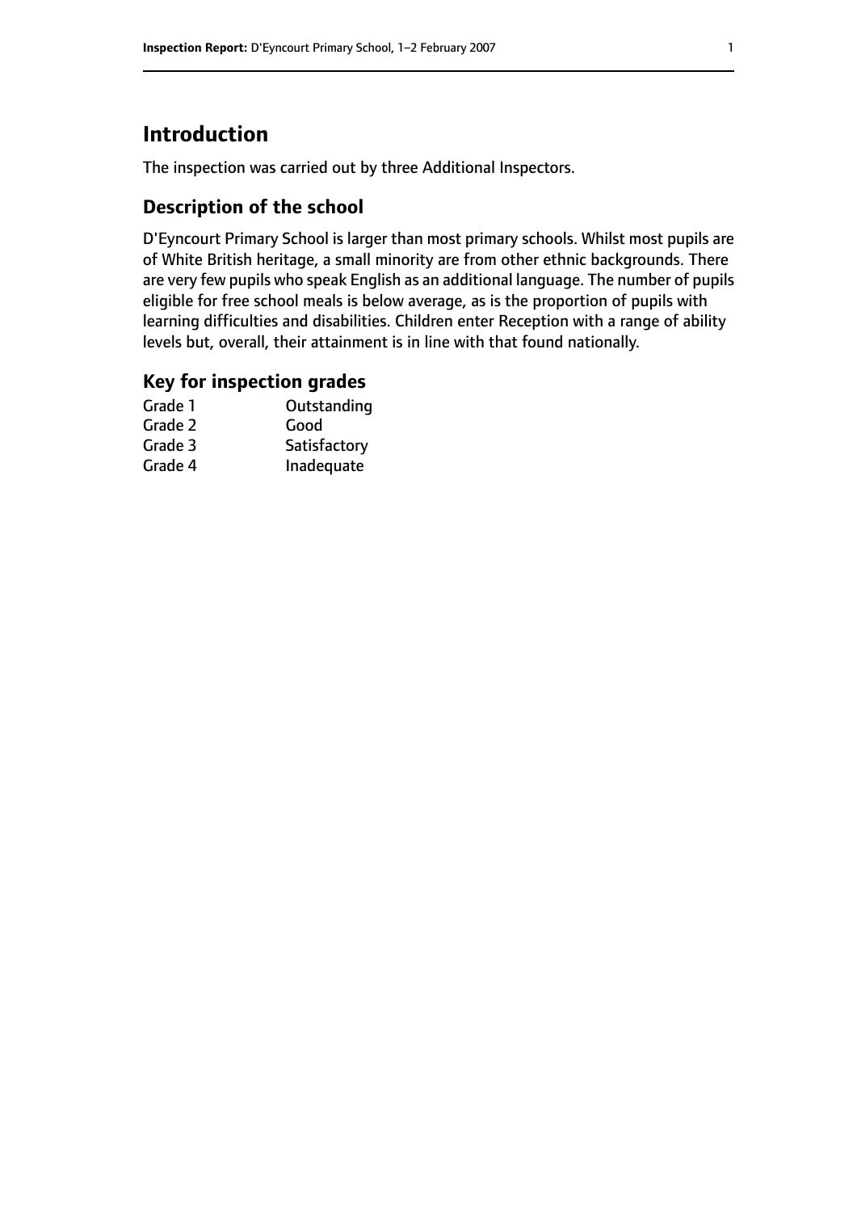# Introduction

The inspection was carried out by three Additional Inspectors.

## Description of the school

D'Eyncourt Primary School is larger than most primary schools. Whilst most pupils are of White British heritage, a small minority are from other ethnic backgrounds. There are very few pupils who speak English as an additional language. The number of pupils eligible for free school meals is below average, as is the proportion of pupils with learning difficulties and disabilities. Children enter Reception with a range of ability levels but, overall, their attainment is in line with that found nationally.

## Key for inspection grades

| | |
|---|---|
| Grade 1 | Outstanding |
| Grade 2 | Good |
| Grade 3 | Satisfactory |
| Grade 4 | Inadequate |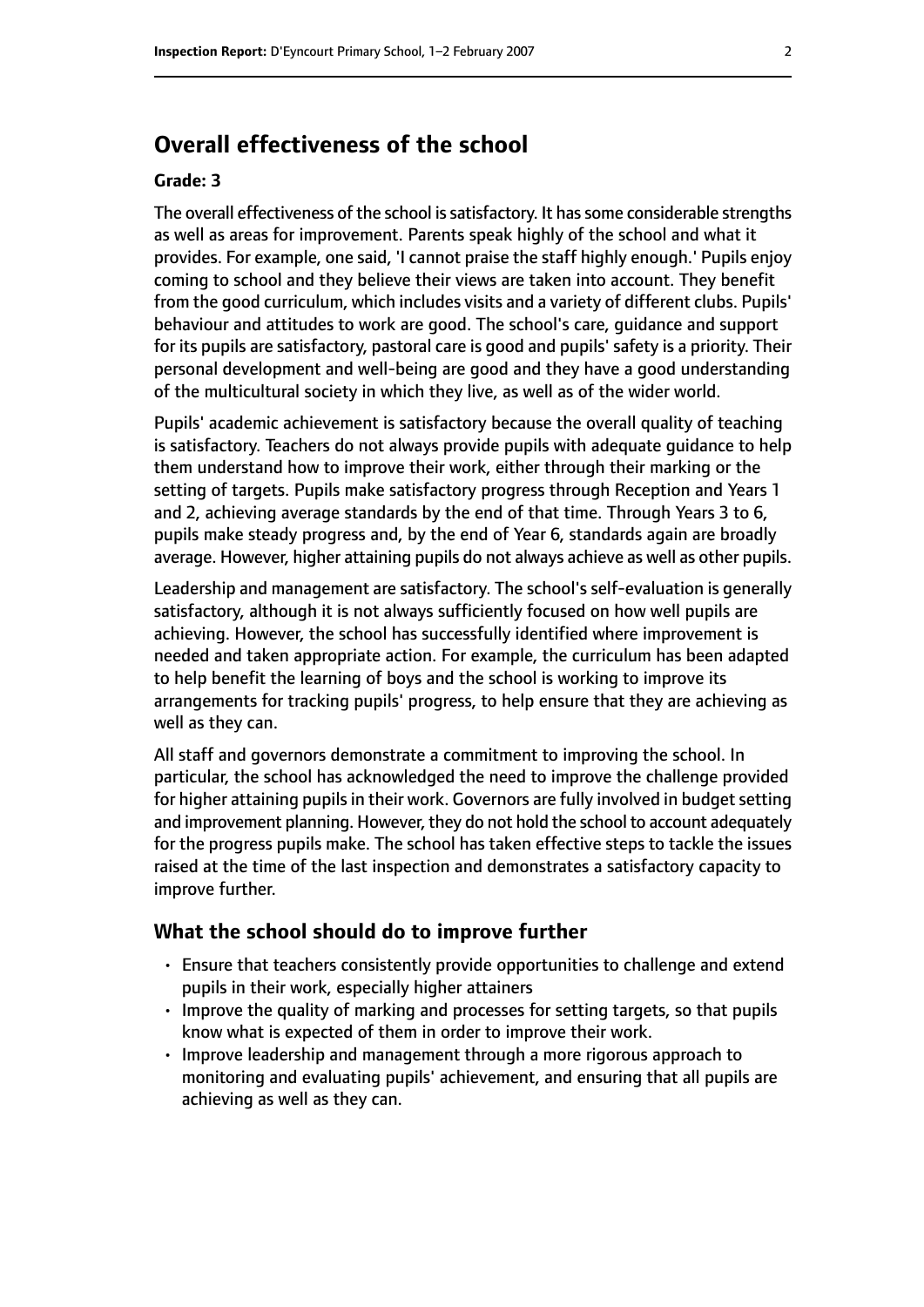## Overall effectiveness of the school

**Grade: 3**

The overall effectiveness of the school is satisfactory. It has some considerable strengths as well as areas for improvement. Parents speak highly of the school and what it provides. For example, one said, 'I cannot praise the staff highly enough.' Pupils enjoy coming to school and they believe their views are taken into account. They benefit from the good curriculum, which includes visits and a variety of different clubs. Pupils' behaviour and attitudes to work are good. The school's care, guidance and support for its pupils are satisfactory, pastoral care is good and pupils' safety is a priority. Their personal development and well-being are good and they have a good understanding of the multicultural society in which they live, as well as of the wider world.

Pupils' academic achievement is satisfactory because the overall quality of teaching is satisfactory. Teachers do not always provide pupils with adequate guidance to help them understand how to improve their work, either through their marking or the setting of targets. Pupils make satisfactory progress through Reception and Years 1 and 2, achieving average standards by the end of that time. Through Years 3 to 6, pupils make steady progress and, by the end of Year 6, standards again are broadly average. However, higher attaining pupils do not always achieve as well as other pupils.

Leadership and management are satisfactory. The school's self-evaluation is generally satisfactory, although it is not always sufficiently focused on how well pupils are achieving. However, the school has successfully identified where improvement is needed and taken appropriate action. For example, the curriculum has been adapted to help benefit the learning of boys and the school is working to improve its arrangements for tracking pupils' progress, to help ensure that they are achieving as well as they can.

All staff and governors demonstrate a commitment to improving the school. In particular, the school has acknowledged the need to improve the challenge provided for higher attaining pupils in their work. Governors are fully involved in budget setting and improvement planning. However, they do not hold the school to account adequately for the progress pupils make. The school has taken effective steps to tackle the issues raised at the time of the last inspection and demonstrates a satisfactory capacity to improve further.

### What the school should do to improve further

- Ensure that teachers consistently provide opportunities to challenge and extend pupils in their work, especially higher attainers
- Improve the quality of marking and processes for setting targets, so that pupils know what is expected of them in order to improve their work.
- Improve leadership and management through a more rigorous approach to monitoring and evaluating pupils' achievement, and ensuring that all pupils are achieving as well as they can.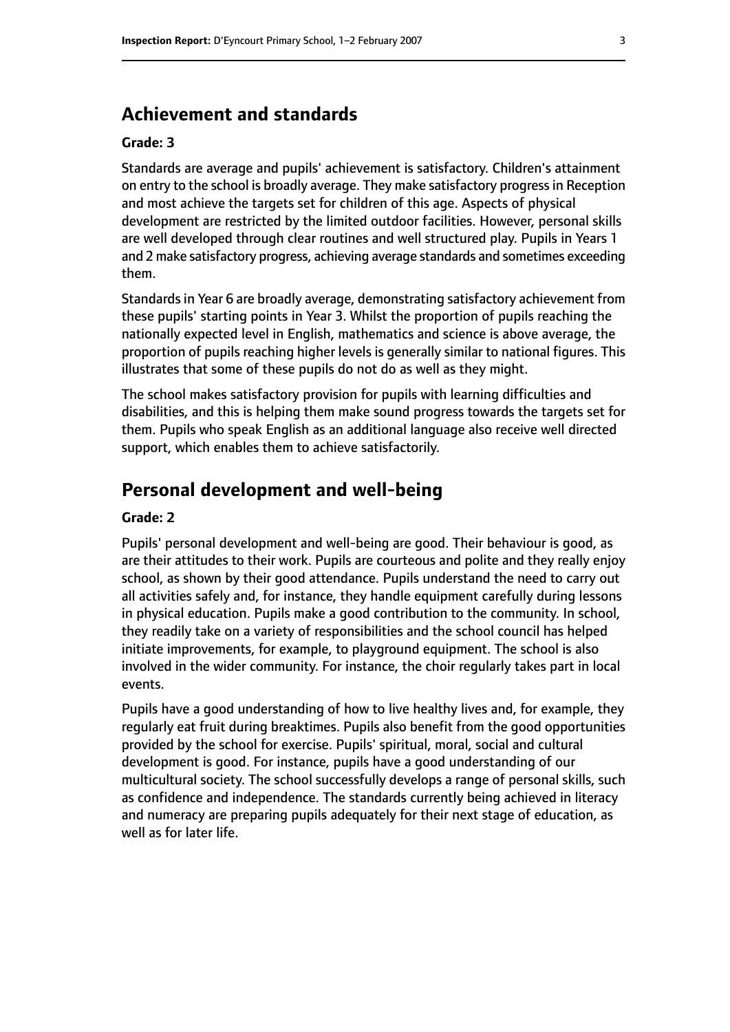## Achievement and standards

**Grade: 3**

Standards are average and pupils' achievement is satisfactory. Children's attainment on entry to the school is broadly average. They make satisfactory progress in Reception and most achieve the targets set for children of this age. Aspects of physical development are restricted by the limited outdoor facilities. However, personal skills are well developed through clear routines and well structured play. Pupils in Years 1 and 2 make satisfactory progress, achieving average standards and sometimes exceeding them.

Standards in Year 6 are broadly average, demonstrating satisfactory achievement from these pupils' starting points in Year 3. Whilst the proportion of pupils reaching the nationally expected level in English, mathematics and science is above average, the proportion of pupils reaching higher levels is generally similar to national figures. This illustrates that some of these pupils do not do as well as they might.

The school makes satisfactory provision for pupils with learning difficulties and disabilities, and this is helping them make sound progress towards the targets set for them. Pupils who speak English as an additional language also receive well directed support, which enables them to achieve satisfactorily.

## Personal development and well-being

**Grade: 2**

Pupils' personal development and well-being are good. Their behaviour is good, as are their attitudes to their work. Pupils are courteous and polite and they really enjoy school, as shown by their good attendance. Pupils understand the need to carry out all activities safely and, for instance, they handle equipment carefully during lessons in physical education. Pupils make a good contribution to the community. In school, they readily take on a variety of responsibilities and the school council has helped initiate improvements, for example, to playground equipment. The school is also involved in the wider community. For instance, the choir regularly takes part in local events.

Pupils have a good understanding of how to live healthy lives and, for example, they regularly eat fruit during breaktimes. Pupils also benefit from the good opportunities provided by the school for exercise. Pupils' spiritual, moral, social and cultural development is good. For instance, pupils have a good understanding of our multicultural society. The school successfully develops a range of personal skills, such as confidence and independence. The standards currently being achieved in literacy and numeracy are preparing pupils adequately for their next stage of education, as well as for later life.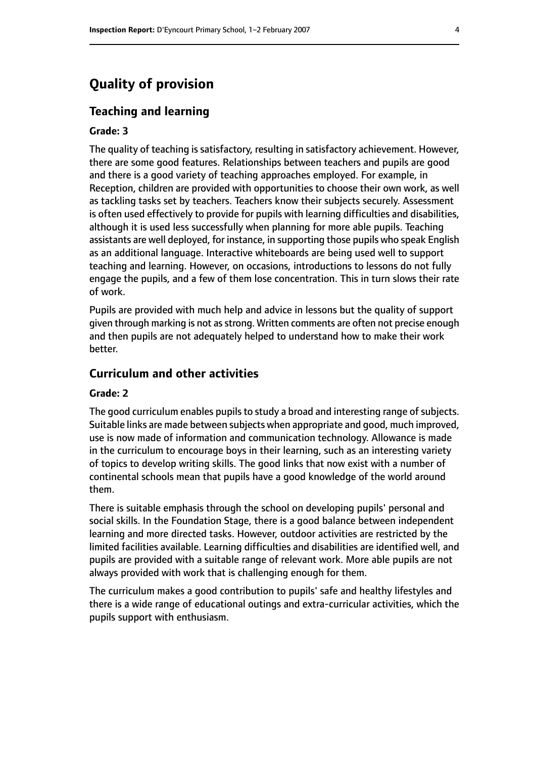# Quality of provision

## Teaching and learning

**Grade: 3**

The quality of teaching is satisfactory, resulting in satisfactory achievement. However, there are some good features. Relationships between teachers and pupils are good and there is a good variety of teaching approaches employed. For example, in Reception, children are provided with opportunities to choose their own work, as well as tackling tasks set by teachers. Teachers know their subjects securely. Assessment is often used effectively to provide for pupils with learning difficulties and disabilities, although it is used less successfully when planning for more able pupils. Teaching assistants are well deployed, for instance, in supporting those pupils who speak English as an additional language. Interactive whiteboards are being used well to support teaching and learning. However, on occasions, introductions to lessons do not fully engage the pupils, and a few of them lose concentration. This in turn slows their rate of work.

Pupils are provided with much help and advice in lessons but the quality of support given through marking is not as strong. Written comments are often not precise enough and then pupils are not adequately helped to understand how to make their work better.

## Curriculum and other activities

**Grade: 2**

The good curriculum enables pupils to study a broad and interesting range of subjects. Suitable links are made between subjects when appropriate and good, much improved, use is now made of information and communication technology. Allowance is made in the curriculum to encourage boys in their learning, such as an interesting variety of topics to develop writing skills. The good links that now exist with a number of continental schools mean that pupils have a good knowledge of the world around them.

There is suitable emphasis through the school on developing pupils' personal and social skills. In the Foundation Stage, there is a good balance between independent learning and more directed tasks. However, outdoor activities are restricted by the limited facilities available. Learning difficulties and disabilities are identified well, and pupils are provided with a suitable range of relevant work. More able pupils are not always provided with work that is challenging enough for them.

The curriculum makes a good contribution to pupils' safe and healthy lifestyles and there is a wide range of educational outings and extra-curricular activities, which the pupils support with enthusiasm.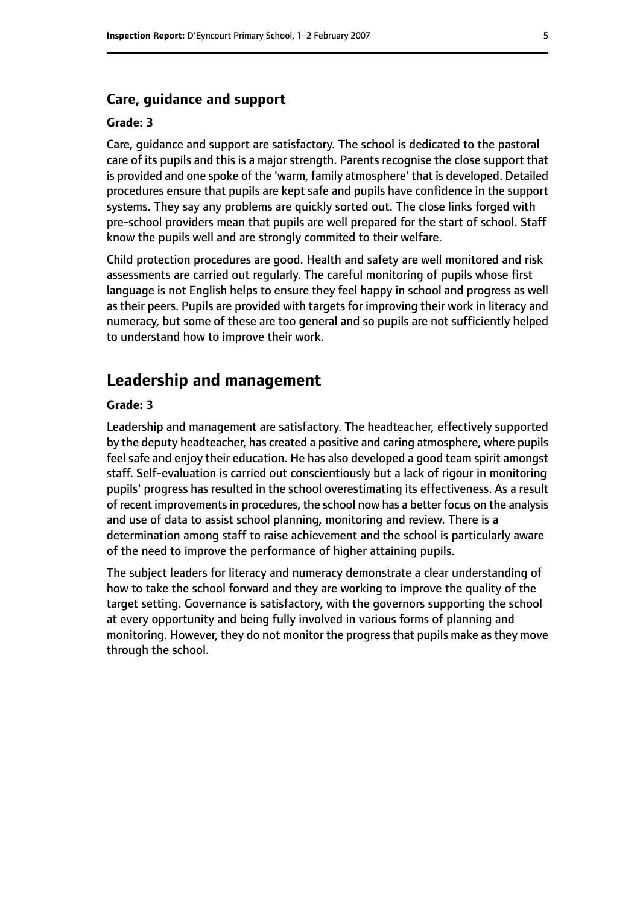### Care, guidance and support

#### Grade: 3

Care, guidance and support are satisfactory. The school is dedicated to the pastoral care of its pupils and this is a major strength. Parents recognise the close support that is provided and one spoke of the 'warm, family atmosphere' that is developed. Detailed procedures ensure that pupils are kept safe and pupils have confidence in the support systems. They say any problems are quickly sorted out. The close links forged with pre-school providers mean that pupils are well prepared for the start of school. Staff know the pupils well and are strongly commited to their welfare.

Child protection procedures are good. Health and safety are well monitored and risk assessments are carried out regularly. The careful monitoring of pupils whose first language is not English helps to ensure they feel happy in school and progress as well as their peers. Pupils are provided with targets for improving their work in literacy and numeracy, but some of these are too general and so pupils are not sufficiently helped to understand how to improve their work.

## Leadership and management

#### Grade: 3

Leadership and management are satisfactory. The headteacher, effectively supported by the deputy headteacher, has created a positive and caring atmosphere, where pupils feel safe and enjoy their education. He has also developed a good team spirit amongst staff. Self-evaluation is carried out conscientiously but a lack of rigour in monitoring pupils' progress has resulted in the school overestimating its effectiveness. As a result of recent improvements in procedures, the school now has a better focus on the analysis and use of data to assist school planning, monitoring and review. There is a determination among staff to raise achievement and the school is particularly aware of the need to improve the performance of higher attaining pupils.

The subject leaders for literacy and numeracy demonstrate a clear understanding of how to take the school forward and they are working to improve the quality of the target setting. Governance is satisfactory, with the governors supporting the school at every opportunity and being fully involved in various forms of planning and monitoring. However, they do not monitor the progress that pupils make as they move through the school.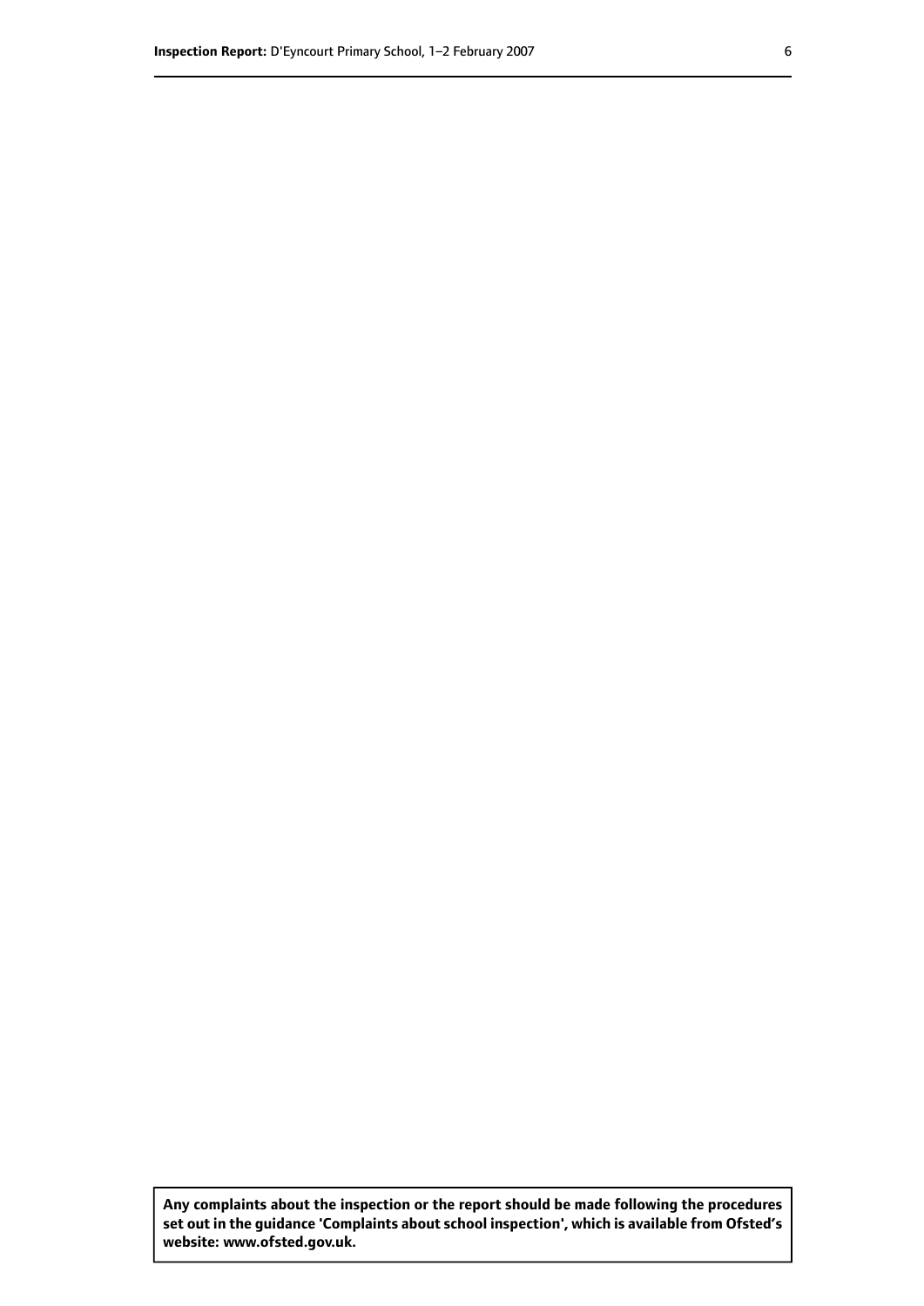**Any complaints about the inspection or the report should be made following the procedures set out in the guidance 'Complaints about school inspection', which is available from Ofsted's website: www.ofsted.gov.uk.**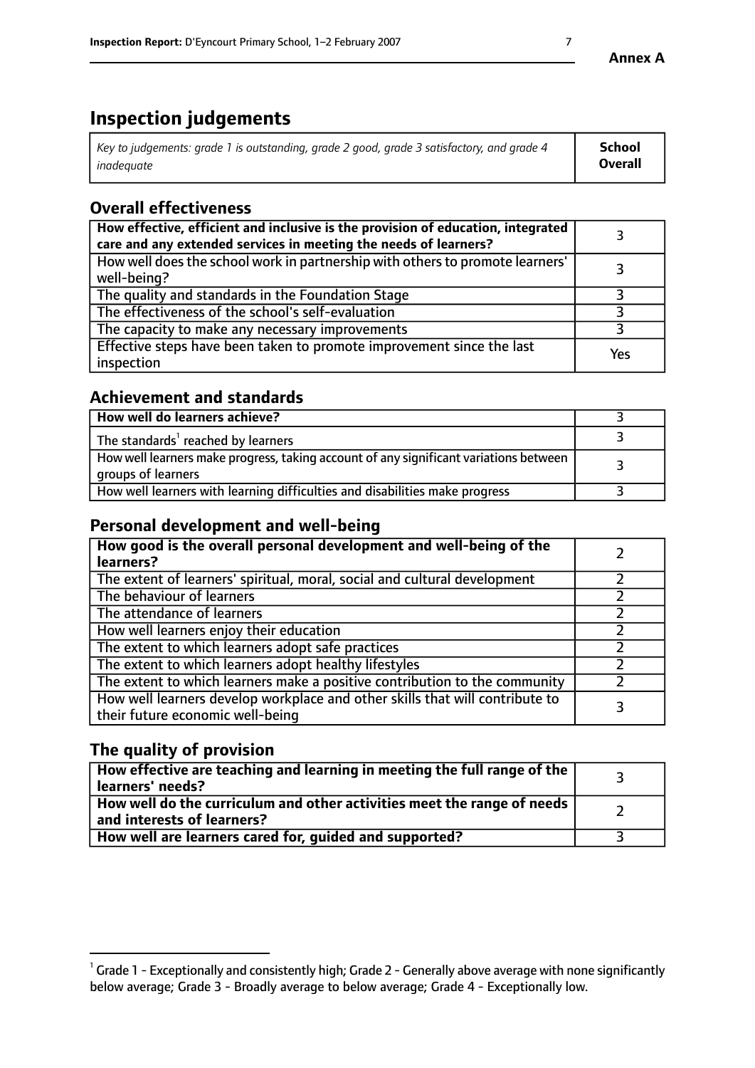# Inspection judgements

| *Key to judgements: grade 1 is outstanding, grade 2 good, grade 3 satisfactory, and grade 4 inadequate* | **School Overall** |
|---|---|

## Overall effectiveness

| | |
|---|---|
| **How effective, efficient and inclusive is the provision of education, integrated care and any extended services in meeting the needs of learners?** | 3 |
| How well does the school work in partnership with others to promote learners' well-being? | 3 |
| The quality and standards in the Foundation Stage | 3 |
| The effectiveness of the school's self-evaluation | 3 |
| The capacity to make any necessary improvements | 3 |
| Effective steps have been taken to promote improvement since the last inspection | Yes |

## Achievement and standards

| | |
|---|---|
| **How well do learners achieve?** | 3 |
| The standards[1] reached by learners | 3 |
| How well learners make progress, taking account of any significant variations between groups of learners | 3 |
| How well learners with learning difficulties and disabilities make progress | 3 |

## Personal development and well-being

| | |
|---|---|
| **How good is the overall personal development and well-being of the learners?** | 2 |
| The extent of learners' spiritual, moral, social and cultural development | 2 |
| The behaviour of learners | 2 |
| The attendance of learners | 2 |
| How well learners enjoy their education | 2 |
| The extent to which learners adopt safe practices | 2 |
| The extent to which learners adopt healthy lifestyles | 2 |
| The extent to which learners make a positive contribution to the community | 2 |
| How well learners develop workplace and other skills that will contribute to their future economic well-being | 3 |

## The quality of provision

| | |
|---|---|
| **How effective are teaching and learning in meeting the full range of the learners' needs?** | 3 |
| **How well do the curriculum and other activities meet the range of needs and interests of learners?** | 2 |
| **How well are learners cared for, guided and supported?** | 3 |

[1] Grade 1 - Exceptionally and consistently high; Grade 2 - Generally above average with none significantly below average; Grade 3 - Broadly average to below average; Grade 4 - Exceptionally low.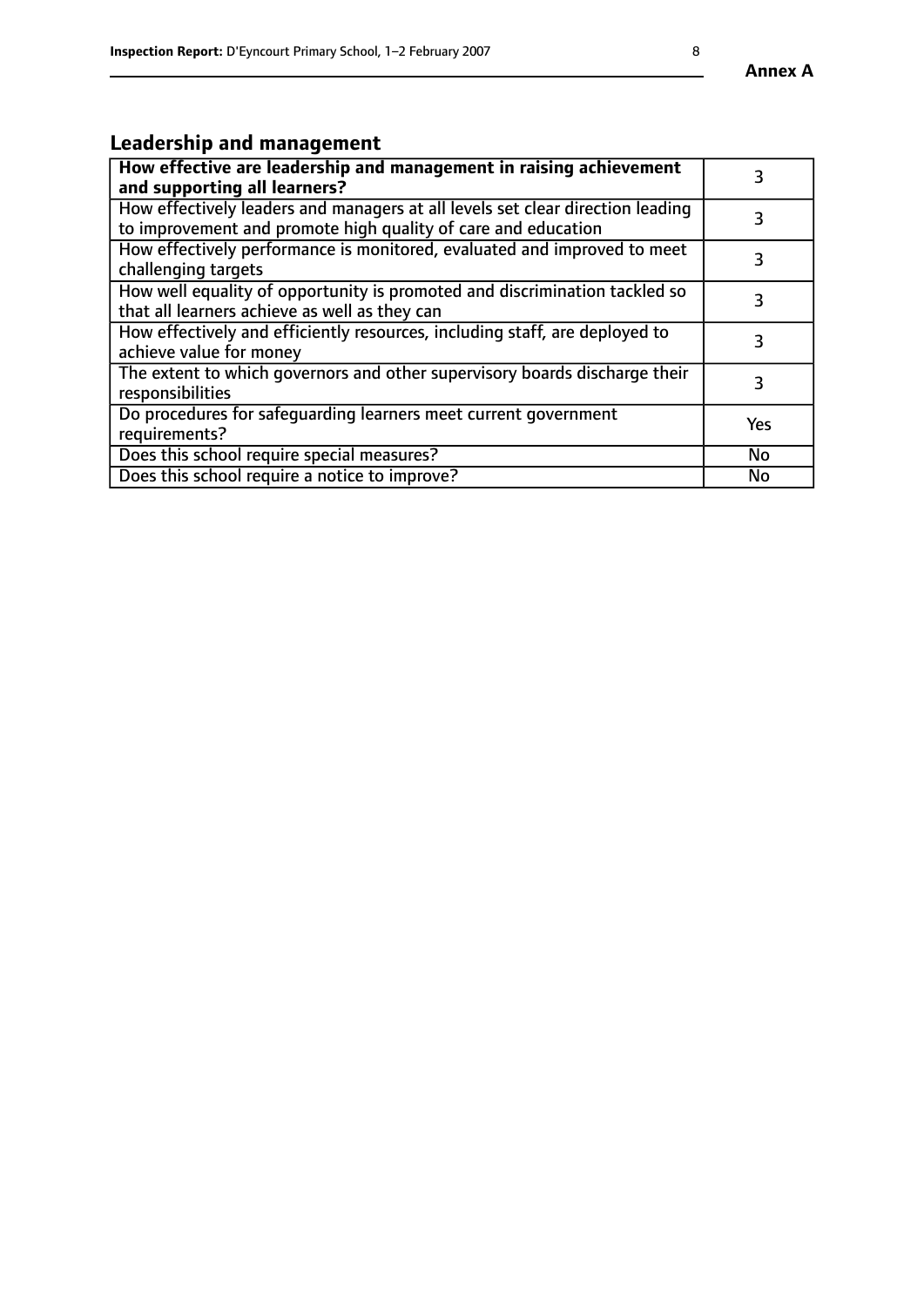## Leadership and management

| **How effective are leadership and management in raising achievement and supporting all learners?** | 3 |
|---|---|
| How effectively leaders and managers at all levels set clear direction leading to improvement and promote high quality of care and education | 3 |
| How effectively performance is monitored, evaluated and improved to meet challenging targets | 3 |
| How well equality of opportunity is promoted and discrimination tackled so that all learners achieve as well as they can | 3 |
| How effectively and efficiently resources, including staff, are deployed to achieve value for money | 3 |
| The extent to which governors and other supervisory boards discharge their responsibilities | 3 |
| Do procedures for safeguarding learners meet current government requirements? | Yes |
| Does this school require special measures? | No |
| Does this school require a notice to improve? | No |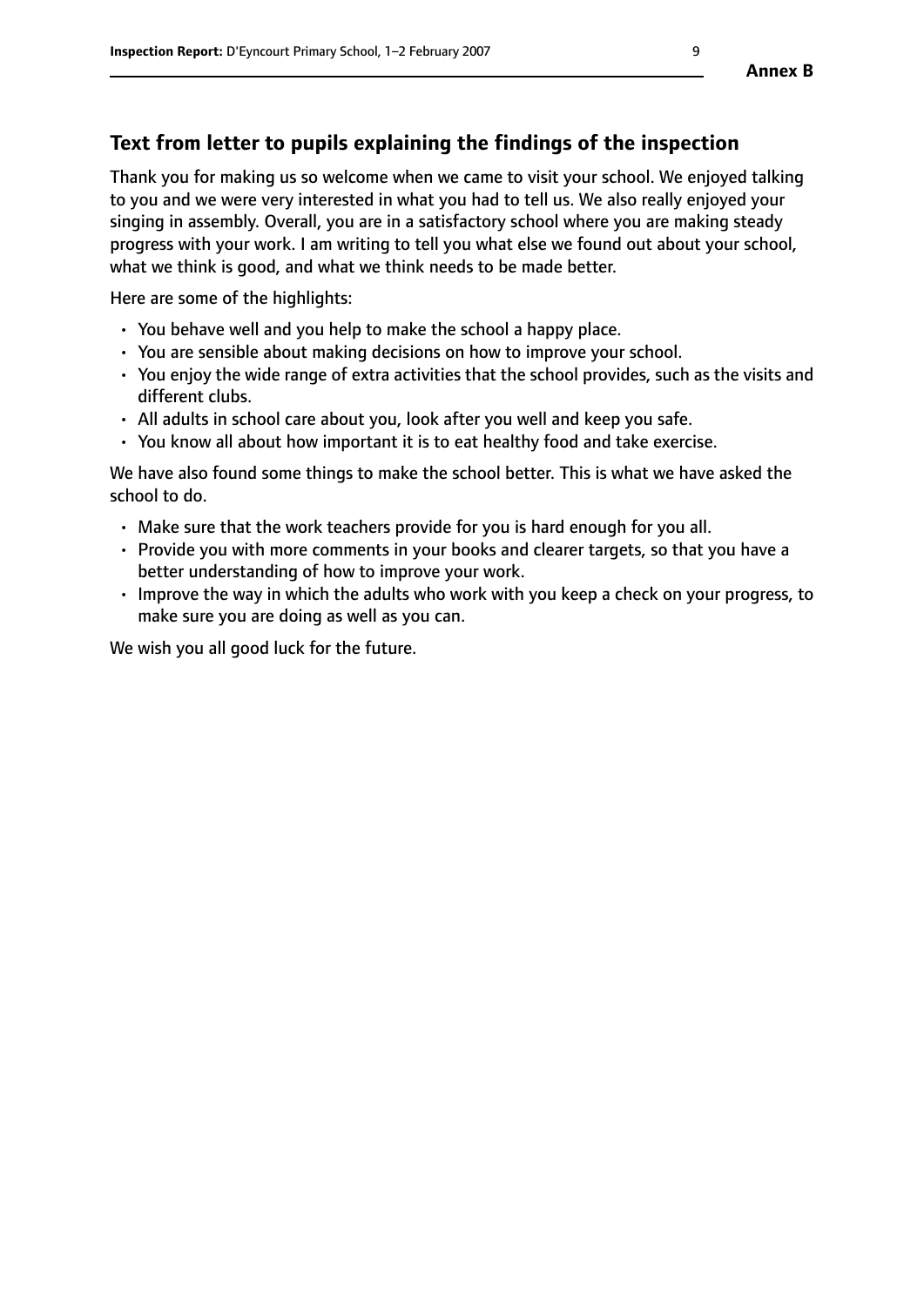## Text from letter to pupils explaining the findings of the inspection

Thank you for making us so welcome when we came to visit your school. We enjoyed talking to you and we were very interested in what you had to tell us. We also really enjoyed your singing in assembly. Overall, you are in a satisfactory school where you are making steady progress with your work. I am writing to tell you what else we found out about your school, what we think is good, and what we think needs to be made better.

Here are some of the highlights:

- You behave well and you help to make the school a happy place.
- You are sensible about making decisions on how to improve your school.
- You enjoy the wide range of extra activities that the school provides, such as the visits and different clubs.
- All adults in school care about you, look after you well and keep you safe.
- You know all about how important it is to eat healthy food and take exercise.

We have also found some things to make the school better. This is what we have asked the school to do.

- Make sure that the work teachers provide for you is hard enough for you all.
- Provide you with more comments in your books and clearer targets, so that you have a better understanding of how to improve your work.
- Improve the way in which the adults who work with you keep a check on your progress, to make sure you are doing as well as you can.

We wish you all good luck for the future.